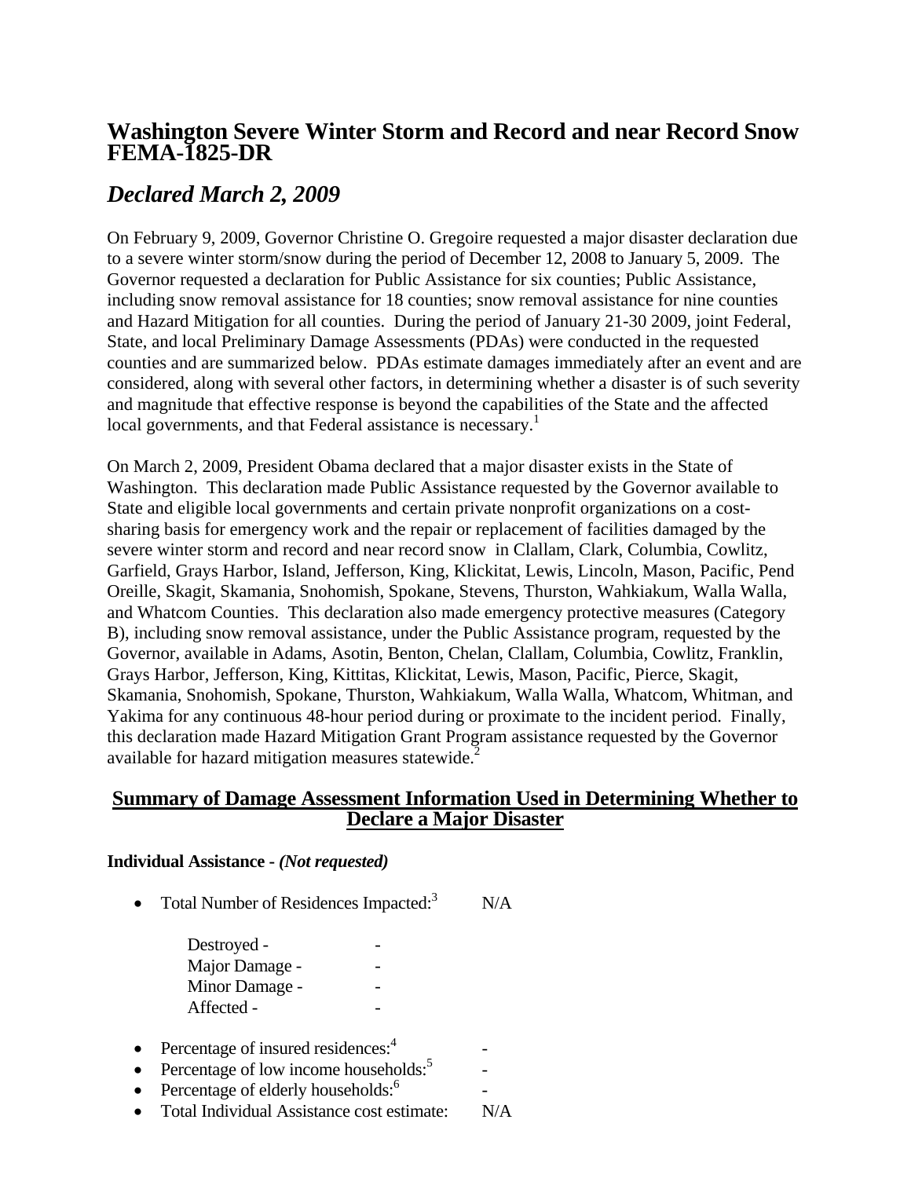# Washington Severe Winter Storm and Record and near Record Snow FEMA-1825-DR

## *Declared March 2, 2009*

On February 9, 2009, Governor Christine O. Gregoire requested a major disaster declaration due to a severe winter storm/snow during the period of December 12, 2008 to January 5, 2009. The Governor requested a declaration for Public Assistance for six counties; Public Assistance, including snow removal assistance for 18 counties; snow removal assistance for nine counties and Hazard Mitigation for all counties. During the period of January 21-30 2009, joint Federal, State, and local Preliminary Damage Assessments (PDAs) were conducted in the requested counties and are summarized below. PDAs estimate damages immediately after an event and are considered, along with several other factors, in determining whether a disaster is of such severity and magnitude that effective response is beyond the capabilities of the State and the affected local governments, and that Federal assistance is necessary.[1]

On March 2, 2009, President Obama declared that a major disaster exists in the State of Washington. This declaration made Public Assistance requested by the Governor available to State and eligible local governments and certain private nonprofit organizations on a cost-sharing basis for emergency work and the repair or replacement of facilities damaged by the severe winter storm and record and near record snow in Clallam, Clark, Columbia, Cowlitz, Garfield, Grays Harbor, Island, Jefferson, King, Klickitat, Lewis, Lincoln, Mason, Pacific, Pend Oreille, Skagit, Skamania, Snohomish, Spokane, Stevens, Thurston, Wahkiakum, Walla Walla, and Whatcom Counties. This declaration also made emergency protective measures (Category B), including snow removal assistance, under the Public Assistance program, requested by the Governor, available in Adams, Asotin, Benton, Chelan, Clallam, Columbia, Cowlitz, Franklin, Grays Harbor, Jefferson, King, Kittitas, Klickitat, Lewis, Mason, Pacific, Pierce, Skagit, Skamania, Snohomish, Spokane, Thurston, Wahkiakum, Walla Walla, Whatcom, Whitman, and Yakima for any continuous 48-hour period during or proximate to the incident period. Finally, this declaration made Hazard Mitigation Grant Program assistance requested by the Governor available for hazard mitigation measures statewide.[2]

## Summary of Damage Assessment Information Used in Determining Whether to Declare a Major Disaster

**Individual Assistance -** ***(Not requested)***

- Total Number of Residences Impacted:[3] N/A

  Destroyed - -
  Major Damage - -
  Minor Damage - -
  Affected - -

- Percentage of insured residences:[4] -
- Percentage of low income households:[5] -
- Percentage of elderly households:[6] -
- Total Individual Assistance cost estimate: N/A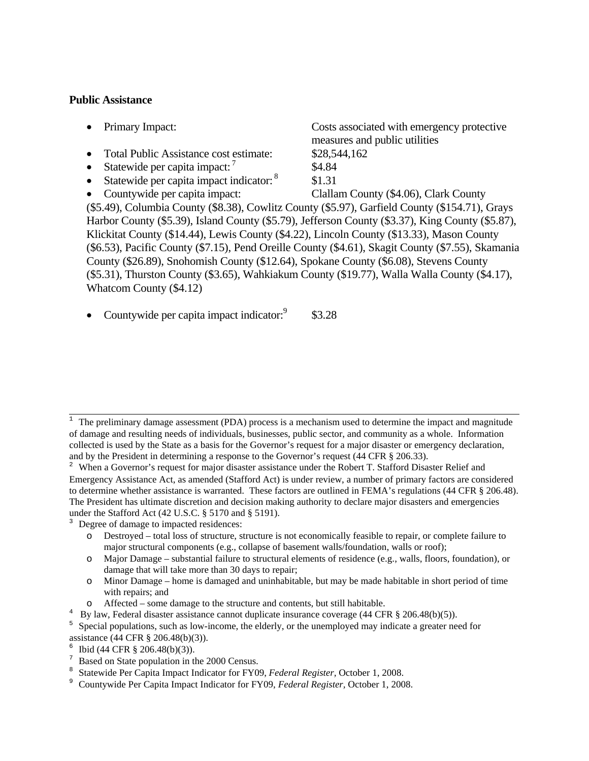**Public Assistance**

- Primary Impact: Costs associated with emergency protective measures and public utilities
- Total Public Assistance cost estimate: $28,544,162
- Statewide per capita impact:[7] $4.84
- Statewide per capita impact indicator:[8] $1.31
- Countywide per capita impact: Clallam County ($4.06), Clark County ($5.49), Columbia County ($8.38), Cowlitz County ($5.97), Garfield County ($154.71), Grays Harbor County ($5.39), Island County ($5.79), Jefferson County ($3.37), King County ($5.87), Klickitat County ($14.44), Lewis County ($4.22), Lincoln County ($13.33), Mason County ($6.53), Pacific County ($7.15), Pend Oreille County ($4.61), Skagit County ($7.55), Skamania County ($26.89), Snohomish County ($12.64), Spokane County ($6.08), Stevens County ($5.31), Thurston County ($3.65), Wahkiakum County ($19.77), Walla Walla County ($4.17), Whatcom County ($4.12)

- Countywide per capita impact indicator:[9] $3.28

---

[1] The preliminary damage assessment (PDA) process is a mechanism used to determine the impact and magnitude of damage and resulting needs of individuals, businesses, public sector, and community as a whole. Information collected is used by the State as a basis for the Governor's request for a major disaster or emergency declaration, and by the President in determining a response to the Governor's request (44 CFR § 206.33).

[2] When a Governor's request for major disaster assistance under the Robert T. Stafford Disaster Relief and Emergency Assistance Act, as amended (Stafford Act) is under review, a number of primary factors are considered to determine whether assistance is warranted. These factors are outlined in FEMA's regulations (44 CFR § 206.48). The President has ultimate discretion and decision making authority to declare major disasters and emergencies under the Stafford Act (42 U.S.C. § 5170 and § 5191).

[3] Degree of damage to impacted residences:
- Destroyed – total loss of structure, structure is not economically feasible to repair, or complete failure to major structural components (e.g., collapse of basement walls/foundation, walls or roof);
- Major Damage – substantial failure to structural elements of residence (e.g., walls, floors, foundation), or damage that will take more than 30 days to repair;
- Minor Damage – home is damaged and uninhabitable, but may be made habitable in short period of time with repairs; and
- Affected – some damage to the structure and contents, but still habitable.

[4] By law, Federal disaster assistance cannot duplicate insurance coverage (44 CFR § 206.48(b)(5)).

[5] Special populations, such as low-income, the elderly, or the unemployed may indicate a greater need for assistance (44 CFR § 206.48(b)(3)).

[6] Ibid (44 CFR § 206.48(b)(3)).

[7] Based on State population in the 2000 Census.

[8] Statewide Per Capita Impact Indicator for FY09, *Federal Register*, October 1, 2008.

[9] Countywide Per Capita Impact Indicator for FY09, *Federal Register*, October 1, 2008.